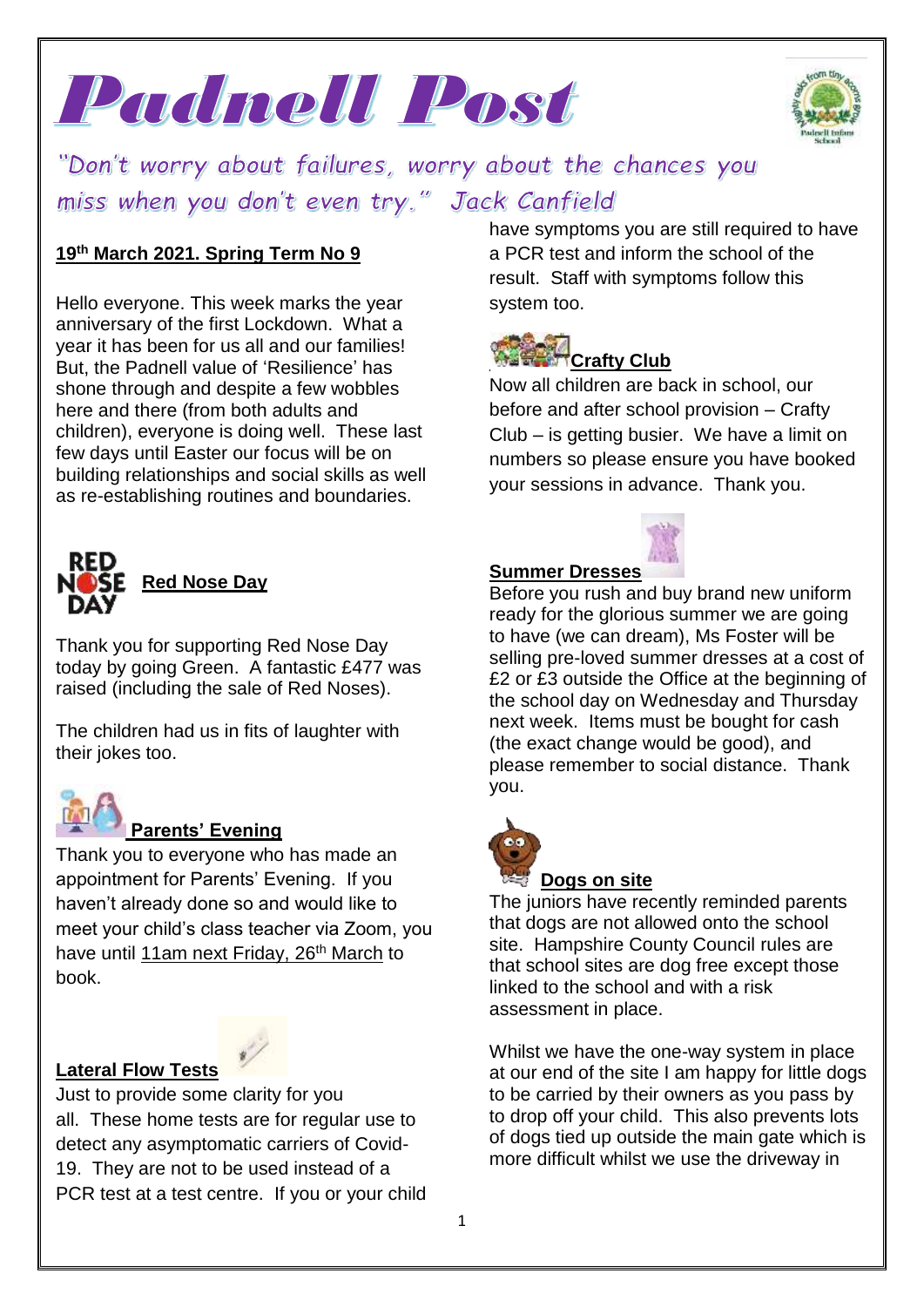# Padnell Post

*"Don't worry about failures, worry about the chances you miss when you don't even try." Jack Canfield*

**19th March 2021. Spring Term No 9**

Hello everyone. This week marks the year anniversary of the first Lockdown. What a year it has been for us all and our families! But, the Padnell value of 'Resilience' has shone through and despite a few wobbles here and there (from both adults and children), everyone is doing well. These last few days until Easter our focus will be on building relationships and social skills as well as re-establishing routines and boundaries.

## Red Nose Day

Thank you for supporting Red Nose Day today by going Green. A fantastic £477 was raised (including the sale of Red Noses).

The children had us in fits of laughter with their jokes too.

## Parents' Evening

Thank you to everyone who has made an appointment for Parents' Evening. If you haven't already done so and would like to meet your child's class teacher via Zoom, you have until 11am next Friday, 26th March to book.

## Lateral Flow Tests

Just to provide some clarity for you all. These home tests are for regular use to detect any asymptomatic carriers of Covid-19. They are not to be used instead of a PCR test at a test centre. If you or your child have symptoms you are still required to have a PCR test and inform the school of the result. Staff with symptoms follow this system too.

## Crafty Club

Now all children are back in school, our before and after school provision – Crafty Club – is getting busier. We have a limit on numbers so please ensure you have booked your sessions in advance. Thank you.

## Summer Dresses

Before you rush and buy brand new uniform ready for the glorious summer we are going to have (we can dream), Ms Foster will be selling pre-loved summer dresses at a cost of £2 or £3 outside the Office at the beginning of the school day on Wednesday and Thursday next week. Items must be bought for cash (the exact change would be good), and please remember to social distance. Thank you.

## Dogs on site

The juniors have recently reminded parents that dogs are not allowed onto the school site. Hampshire County Council rules are that school sites are dog free except those linked to the school and with a risk assessment in place.

Whilst we have the one-way system in place at our end of the site I am happy for little dogs to be carried by their owners as you pass by to drop off your child. This also prevents lots of dogs tied up outside the main gate which is more difficult whilst we use the driveway in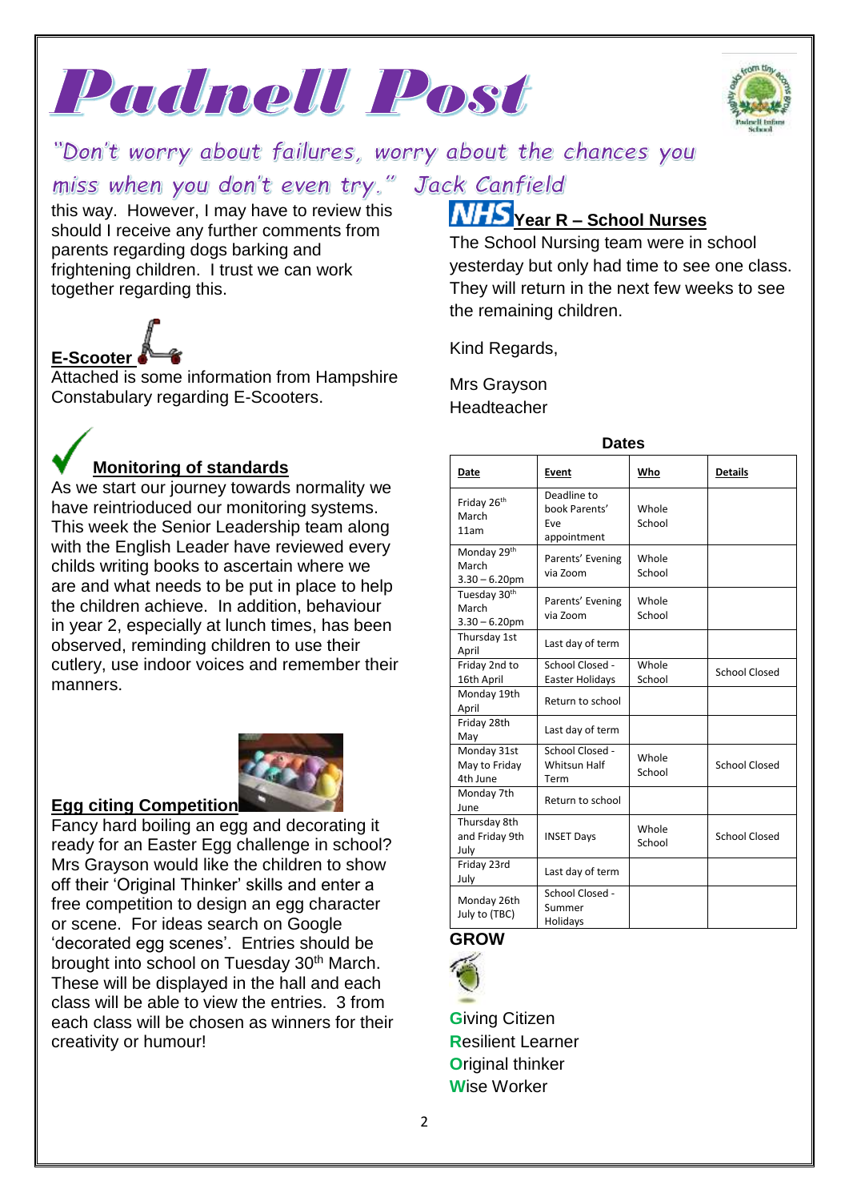# Padnell Post

*"Don't worry about failures, worry about the chances you miss when you don't even try." Jack Canfield*

this way. However, I may have to review this should I receive any further comments from parents regarding dogs barking and frightening children. I trust we can work together regarding this.

## E-Scooter

Attached is some information from Hampshire Constabulary regarding E-Scooters.

## Monitoring of standards

As we start our journey towards normality we have reintrioduced our monitoring systems. This week the Senior Leadership team along with the English Leader have reviewed every childs writing books to ascertain where we are and what needs to be put in place to help the children achieve. In addition, behaviour in year 2, especially at lunch times, has been observed, reminding children to use their cutlery, use indoor voices and remember their manners.

## Egg citing Competition

Fancy hard boiling an egg and decorating it ready for an Easter Egg challenge in school? Mrs Grayson would like the children to show off their 'Original Thinker' skills and enter a free competition to design an egg character or scene. For ideas search on Google 'decorated egg scenes'. Entries should be brought into school on Tuesday 30th March. These will be displayed in the hall and each class will be able to view the entries. 3 from each class will be chosen as winners for their creativity or humour!

## NHS Year R – School Nurses

The School Nursing team were in school yesterday but only had time to see one class. They will return in the next few weeks to see the remaining children.

Kind Regards,

Mrs Grayson
Headteacher

**Dates**

| Date | Event | Who | Details |
|---|---|---|---|
| Friday 26th March 11am | Deadline to book Parents' Eve appointment | Whole School | |
| Monday 29th March 3.30 – 6.20pm | Parents' Evening via Zoom | Whole School | |
| Tuesday 30th March 3.30 – 6.20pm | Parents' Evening via Zoom | Whole School | |
| Thursday 1st April | Last day of term | | |
| Friday 2nd to 16th April | School Closed - Easter Holidays | Whole School | School Closed |
| Monday 19th April | Return to school | | |
| Friday 28th May | Last day of term | | |
| Monday 31st May to Friday 4th June | School Closed - Whitsun Half Term | Whole School | School Closed |
| Monday 7th June | Return to school | | |
| Thursday 8th and Friday 9th July | INSET Days | Whole School | School Closed |
| Friday 23rd July | Last day of term | | |
| Monday 26th July to (TBC) | School Closed - Summer Holidays | | |

## GROW

**G**iving Citizen
**R**esilient Learner
**O**riginal thinker
**W**ise Worker